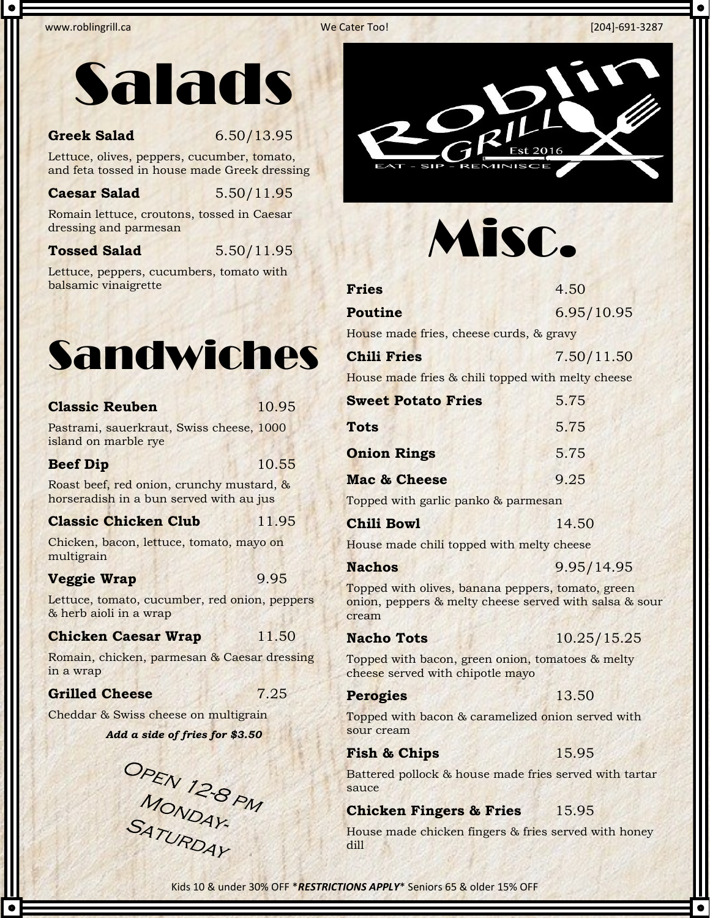www.roblingrill.ca We Cater Too! [204]-691-3287

# Salads

**Greek Salad** 6.50/13.95

Lettuce, olives, peppers, cucumber, tomato, and feta tossed in house made Greek dressing

**Caesar Salad** 5.50/11.95

Romain lettuce, croutons, tossed in Caesar dressing and parmesan

**Tossed Salad** 5.50/11.95

Lettuce, peppers, cucumbers, tomato with balsamic vinaigrette

# Sandwiches

**Classic Reuben** 10.95

Pastrami, sauerkraut, Swiss cheese, 1000 island on marble rye

**Beef Dip** 10.55

Roast beef, red onion, crunchy mustard, & horseradish in a bun served with au jus

**Classic Chicken Club** 11.95

Chicken, bacon, lettuce, tomato, mayo on multigrain

**Veggie Wrap** 9.95

Lettuce, tomato, cucumber, red onion, peppers & herb aioli in a wrap

**Chicken Caesar Wrap** 11.50

Romain, chicken, parmesan & Caesar dressing in a wrap

**Grilled Cheese** 7.25

Cheddar & Swiss cheese on multigrain

***Add a side of fries for $3.50***

Open 12-8 PM Monday-Saturday

Roblin Grill Est 2016 EAT - SIP - REMINISCE

# Misc.

**Fries** 4.50

**Poutine** 6.95/10.95

House made fries, cheese curds, & gravy

**Chili Fries** 7.50/11.50

House made fries & chili topped with melty cheese

**Sweet Potato Fries** 5.75

**Tots** 5.75

**Onion Rings** 5.75

**Mac & Cheese** 9.25

Topped with garlic panko & parmesan

**Chili Bowl** 14.50

House made chili topped with melty cheese

**Nachos** 9.95/14.95

Topped with olives, banana peppers, tomato, green onion, peppers & melty cheese served with salsa & sour cream

**Nacho Tots** 10.25/15.25

Topped with bacon, green onion, tomatoes & melty cheese served with chipotle mayo

**Perogies** 13.50

Topped with bacon & caramelized onion served with sour cream

**Fish & Chips** 15.95

Battered pollock & house made fries served with tartar sauce

**Chicken Fingers & Fries** 15.95

House made chicken fingers & fries served with honey dill

Kids 10 & under 30% OFF **RESTRICTIONS APPLY** Seniors 65 & older 15% OFF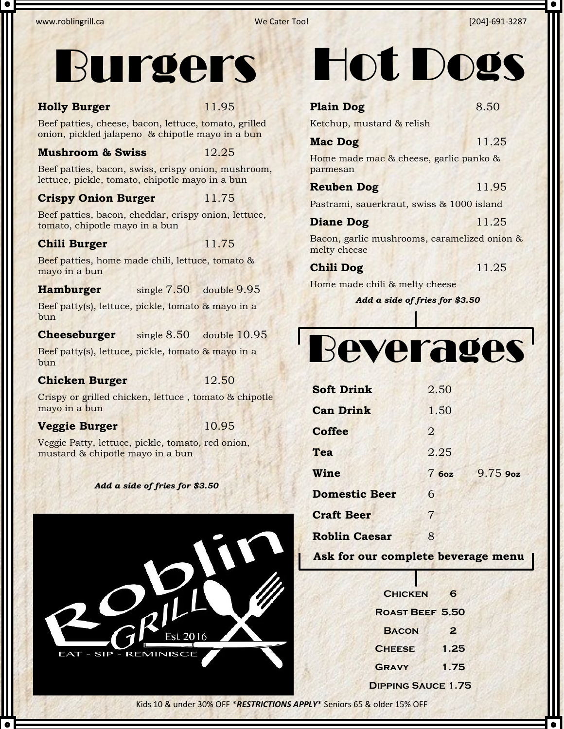www.roblingrill.ca We Cater Too! [204]-691-3287

# Burgers

**Holly Burger** 11.95

Beef patties, cheese, bacon, lettuce, tomato, grilled onion, pickled jalapeno & chipotle mayo in a bun

**Mushroom & Swiss** 12.25

Beef patties, bacon, swiss, crispy onion, mushroom, lettuce, pickle, tomato, chipotle mayo in a bun

**Crispy Onion Burger** 11.75

Beef patties, bacon, cheddar, crispy onion, lettuce, tomato, chipotle mayo in a bun

**Chili Burger** 11.75

Beef patties, home made chili, lettuce, tomato & mayo in a bun

**Hamburger** single 7.50 double 9.95

Beef patty(s), lettuce, pickle, tomato & mayo in a bun

**Cheeseburger** single 8.50 double 10.95

Beef patty(s), lettuce, pickle, tomato & mayo in a bun

**Chicken Burger** 12.50

Crispy or grilled chicken, lettuce , tomato & chipotle mayo in a bun

**Veggie Burger** 10.95

Veggie Patty, lettuce, pickle, tomato, red onion, mustard & chipotle mayo in a bun

***Add a side of fries for $3.50***

Roblin Grill
Est 2016
EAT - SIP - REMINISCE

# Hot Dogs

**Plain Dog** 8.50

Ketchup, mustard & relish

**Mac Dog** 11.25

Home made mac & cheese, garlic panko & parmesan

**Reuben Dog** 11.95

Pastrami, sauerkraut, swiss & 1000 island

**Diane Dog** 11.25

Bacon, garlic mushrooms, caramelized onion & melty cheese

**Chili Dog** 11.25

Home made chili & melty cheese

***Add a side of fries for $3.50***

# Beverages

| | | |
|---|---|---|
| **Soft Drink** | 2.50 | |
| **Can Drink** | 1.50 | |
| **Coffee** | 2 | |
| **Tea** | 2.25 | |
| **Wine** | 7 **6oz** | 9.75 **9oz** |
| **Domestic Beer** | 6 | |
| **Craft Beer** | 7 | |
| **Roblin Caesar** | 8 | |

**Ask for our complete beverage menu**

| | |
|---|---|
| Chicken | 6 |
| Roast Beef | 5.50 |
| Bacon | 2 |
| Cheese | 1.25 |
| Gravy | 1.75 |
| Dipping Sauce | 1.75 |

Kids 10 & under 30% OFF **RESTRICTIONS APPLY** Seniors 65 & older 15% OFF